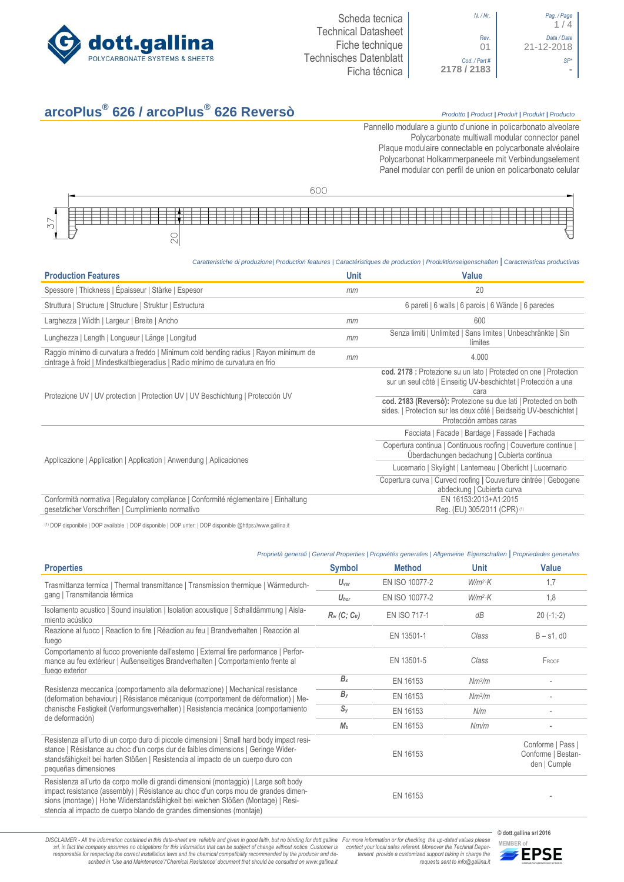Scheda tecnica
Technical Datasheet
Fiche technique
Technisches Datenblatt
Ficha técnica

| N. / Nr. | Pag. / Page |
|---|---|
| Rev. 01 | Data / Date 21-12-2018 |
| Cod. / Part # 2178 / 2183 | SP* - |

# arcoPlus® 626 / arcoPlus® 626 Reversò

*Prodotto | Product | Produit | Produkt | Producto*

Pannello modulare a giunto d'unione in policarbonato alveolare
Polycarbonate multiwall modular connector panel
Plaque modulaire connectable en polycarbonate alvéolaire
Polycarbonat Holkammerpaneele mit Verbindungselement
Panel modular con perfil de union en policarbonato celular

600

37

20

*Caratteristiche di produzione| Production features | Caractéristiques de production | Produktionseigenschaften | Caracteristicas productivas*

| Production Features | Unit | Value |
|---|---|---|
| Spessore \| Thickness \| Épaisseur \| Stärke \| Espesor | mm | 20 |
| Struttura \| Structure \| Structure \| Struktur \| Estructura | | 6 pareti \| 6 walls \| 6 parois \| 6 Wände \| 6 paredes |
| Larghezza \| Width \| Largeur \| Breite \| Ancho | mm | 600 |
| Lunghezza \| Length \| Longueur \| Länge \| Longitud | mm | Senza limiti \| Unlimited \| Sans limites \| Unbeschränkte \| Sin límites |
| Raggio minimo di curvatura a freddo \| Minimum cold bending radius \| Rayon minimum de cintrage à froid \| Mindestkaltbiegeradius \| Radio mínimo de curvatura en frio | mm | 4.000 |
| Protezione UV \| UV protection \| Protection UV \| UV Beschichtung \| Protección UV | | **cod. 2178 :** Protezione su un lato \| Protected on one \| Protection sur un seul côté \| Einseitig UV-beschichtet \| Protección a una cara |
| | | **cod. 2183 (Reversò):** Protezione su due lati \| Protected on both sides. \| Protection sur les deux côté \| Beidseitig UV-beschichtet \| Protección ambas caras |
| Applicazione \| Application \| Application \| Anwendung \| Aplicaciones | | Facciata \| Facade \| Bardage \| Fassade \| Fachada |
| | | Copertura continua \| Continuous roofing \| Couverture continue \| Überdachungen bedachung \| Cubierta continua |
| | | Lucernario \| Skylight \| Lanterneau \| Oberlicht \| Lucernario |
| | | Copertura curva \| Curved roofing \| Couverture cintrée \| Gebogene abdeckung \| Cubierta curva |
| Conformità normativa \| Regulatory compliance \| Conformité réglementaire \| Einhaltung gesetzlicher Vorschriften \| Cumplimiento normativo | | EN 16153:2013+A1:2015<br>Reg. (EU) 305/2011 (CPR) [1] |

[1] DOP disponibile | DOP available | DOP disponible | DOP unter: | DOP disponible @https://www.gallina.it

*Proprietà generali | General Properties | Propriétés générales | Allgemeine Eigenschaften | Propriedades generales*

| Properties | Symbol | Method | Unit | Value |
|---|---|---|---|---|
| Trasmittanza termica \| Thermal transmittance \| Transmission thermique \| Wärmedurchgang \| Transmitancia térmica | $U_{ver}$ | EN ISO 10077-2 | $W/m^2 \cdot K$ | 1,7 |
| | $U_{hor}$ | EN ISO 10077-2 | $W/m^2 \cdot K$ | 1,8 |
| Isolamento acustico \| Sound insulation \| Isolation acoustique \| Schalldämmung \| Aislamiento acústico | $R_w$ ($C$; $C_{tr}$) | EN ISO 717-1 | dB | 20 (-1;-2) |
| Reazione al fuoco \| Reaction to fire \| Réaction au feu \| Brandverhalten \| Reacción al fuego | | EN 13501-1 | Class | B – s1, d0 |
| Comportamento al fuoco proveniente dall'esterno \| External fire performance \| Performance au feu extérieur \| Außenseitiges Brandverhalten \| Comportamiento frente al fuego exterior | | EN 13501-5 | Class | FROOF |
| Resistenza meccanica (comportamento alla deformazione) \| Mechanical resistance (deformation behaviour) \| Résistance mécanique (comportement de déformation) \| Mechanische Festigkeit (Verformungsverhalten) \| Resistencia mecánica (comportamiento de deformación) | $B_x$ | EN 16153 | $Nm^2/m$ | - |
| | $B_y$ | EN 16153 | $Nm^2/m$ | - |
| | $S_y$ | EN 16153 | N/m | - |
| | $M_b$ | EN 16153 | Nm/m | - |
| Resistenza all'urto di un corpo duro di piccole dimensioni \| Small hard body impact resistance \| Résistance au choc d'un corps dur de faibles dimensions \| Geringe Widerstandsfähigkeit bei harten Stößen \| Resistencia al impacto de un cuerpo duro con pequeñas dimensiones | | EN 16153 | | Conforme \| Pass \| Conforme \| Bestanden \| Cumple |
| Resistenza all'urto da corpo molle di grandi dimensioni (montaggio) \| Large soft body impact resistance (assembly) \| Résistance au choc d'un corps mou de grandes dimensions (montage) \| Hohe Widerstandsfähigkeit bei weichen Stößen (Montage) \| Resistencia al impacto de cuerpo blando de grandes dimensiones (montaje) | | EN 16153 | | - |

*DISCLAIMER - All the information contained in this data-sheet are reliable and given in good faith, but no binding for dott.gallina srl, in fact the company assumes no obligations for this information that can be subject of change without notice. Customer is responsable for respecting the correct installation laws and the chemical compatibility recommended by the producer and described in 'Use and Maintenance'/'Chemical Resistence' document that should be consulted on www.gallina.it*

*For more information or for checking the up-dated values please contact your local sales referent. Moreover the Techinal Department provide a customized support taking in charge the requests sent to info@gallina.it*

© dott.gallina srl 2016
MEMBER of EPSE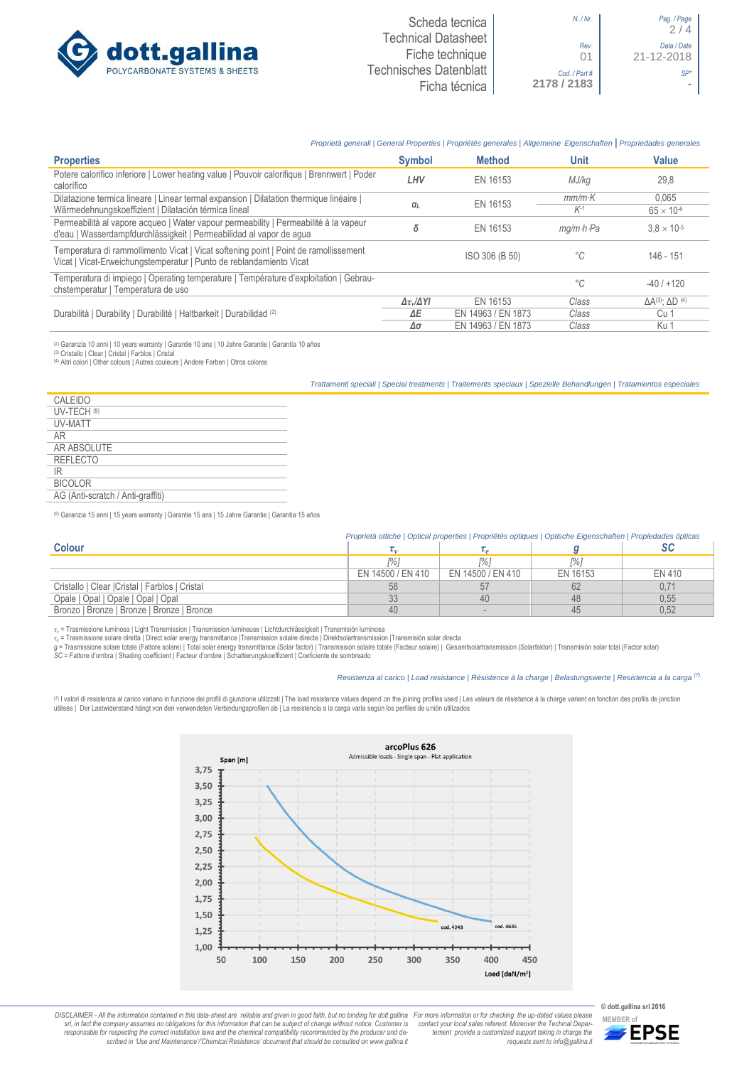*Proprietà generali | General Properties | Propriétés generales | Allgemeine Eigenschaften | Propriedades generales*

| Properties | Symbol | Method | Unit | Value |
|---|---|---|---|---|
| Potere calorifico inferiore \| Lower heating value \| Pouvoir calorifique \| Brennwert \| Poder calorífico | *LHV* | EN 16153 | *MJ/kg* | 29,8 |
| Dilatazione termica lineare \| Linear termal expansion \| Dilatation thermique linéaire \| Wärmedehnungskoeffizient \| Dilatación térmica lineal | $\alpha_L$ | EN 16153 | *mm/m·K* | 0,065 |
| | | | $K^{-1}$ | $65 \times 10^{-6}$ |
| Permeabilità al vapore acqueo \| Water vapour permeability \| Permeabilité à la vapeur d'eau \| Wasserdampfdurchlässigkeit \| Permeabilidad al vapor de agua | $\delta$ | EN 16153 | *mg/m·h·Pa* | $3,8 \times 10^{-5}$ |
| Temperatura di rammollimento Vicat \| Vicat softening point \| Point de ramollissement Vicat \| Vicat-Erweichungstemperatur \| Punto de reblandamiento Vicat | | ISO 306 (B 50) | °C | 146 - 151 |
| Temperatura di impiego \| Operating temperature \| Température d'exploitation \| Gebrauchstemperatur \| Temperatura de uso | | | °C | -40 / +120 |
| Durabilità \| Durability \| Durabilité \| Haltbarkeit \| Durabilidad [2] | $\Delta\tau_v/\Delta YI$ | EN 16153 | *Class* | ΔA[3]; ΔD [4] |
| | $\Delta E$ | EN 14963 / EN 1873 | *Class* | Cu 1 |
| | $\Delta\sigma$ | EN 14963 / EN 1873 | *Class* | Ku 1 |

[2] Garanzia 10 anni | 10 years warranty | Garantie 10 ans | 10 Jahre Garantie | Garantía 10 años
[3] Cristallo | Clear | Cristal | Farblos | Cristal
[4] Altri colori | Other colours | Autres couleurs | Andere Farben | Otros colores

*Trattamenti speciali | Special treatments | Traitements speciaux | Spezielle Behandlungen | Tratamientos especiales*

- CALEIDO
- UV-TECH [5]
- UV-MATT
- AR
- AR ABSOLUTE
- REFLECTO
- IR
- BICOLOR
- AG (Anti-scratch / Anti-graffiti)

[5] Garanzia 15 anni | 15 years warranty | Garantie 15 ans | 15 Jahre Garantie | Garantía 15 años

*Proprietà ottiche | Optical properties | Propriétés optiques | Optische Eigenschaften | Propiedades ópticas*

| Colour | $\tau_v$ | $\tau_e$ | $g$ | SC |
|---|---|---|---|---|
| | [%] | [%] | [%] | |
| | EN 14500 / EN 410 | EN 14500 / EN 410 | EN 16153 | EN 410 |
| Cristallo \| Clear \|Cristal \| Farblos \| Cristal | 58 | 57 | 62 | 0,71 |
| Opale \| Opal \| Opale \| Opal \| Opal | 33 | 40 | 48 | 0,55 |
| Bronzo \| Bronze \| Bronze \| Bronze \| Bronce | 40 | - | 45 | 0,52 |

$\tau_v$ = Trasmissione luminosa | Light Transmission | Transmission lumineuse | Lichtdurchlässigkeit | Transmisión luminosa
$\tau_e$ = Trasmissione solare diretta | Direct solar energy transmittance |Transmission solaire directe | Direktsolartransmission |Transmisión solar directa
$g$ = Trasmissione solare totale (Fattore solare) | Total solar energy transmittance (Solar factor) | Transmission solaire totale (Facteur solaire) | Gesamtsolartransmission (Solarfaktor) | Transmisión solar total (Factor solar)
$SC$ = Fattore d'ombra | Shading coefficient | Facteur d'ombre | Schattierungskoeffizient | Coeficiente de sombreado

*Resistenza al carico | Load resistance | Résistence à la charge | Belastungswerte | Resistencia a la carga [7]*

[7] I valori di resistenza al carico variano in funzione dei profili di giunzione utilizzati | The load resistance values depend on the joining profiles used | Les valeurs de résistance à la charge varient en fonction des profils de jonction utilisés | Der Lastwiderstand hängt von den verwendeten Verbindungsprofilen ab | La resistencia a la carga varía según los perfiles de unión utilizados

arcoPlus 626
Admissible loads - Single span - Flat application
Span [m]
3,75
3,50
3,25
3,00
2,75
2,50
2,25
2,00
1,75
1,50
1,25
1,00
50 100 150 200 250 300 350 400 450
Load [daN/m²]
cod. 4243
cod. 4635

*DISCLAIMER - All the information contained in this data-sheet are reliable and given in good faith, but no binding for dott.gallina srl, in fact the company assumes no obligations for this information that can be subject of change without notice. Customer is responsible for respecting the correct installation laws and the chemical compatibility recommended by the producer and described in 'Use and Maintenance'/'Chemical Resistence' document that should be consulted on www.gallina.it*

*For more information or for checking the up-dated values please contact your local sales referent. Moreover the Techinal Department provide a customized support taking in charge the requests sent to info@gallina.it*

© dott.gallina srl 2016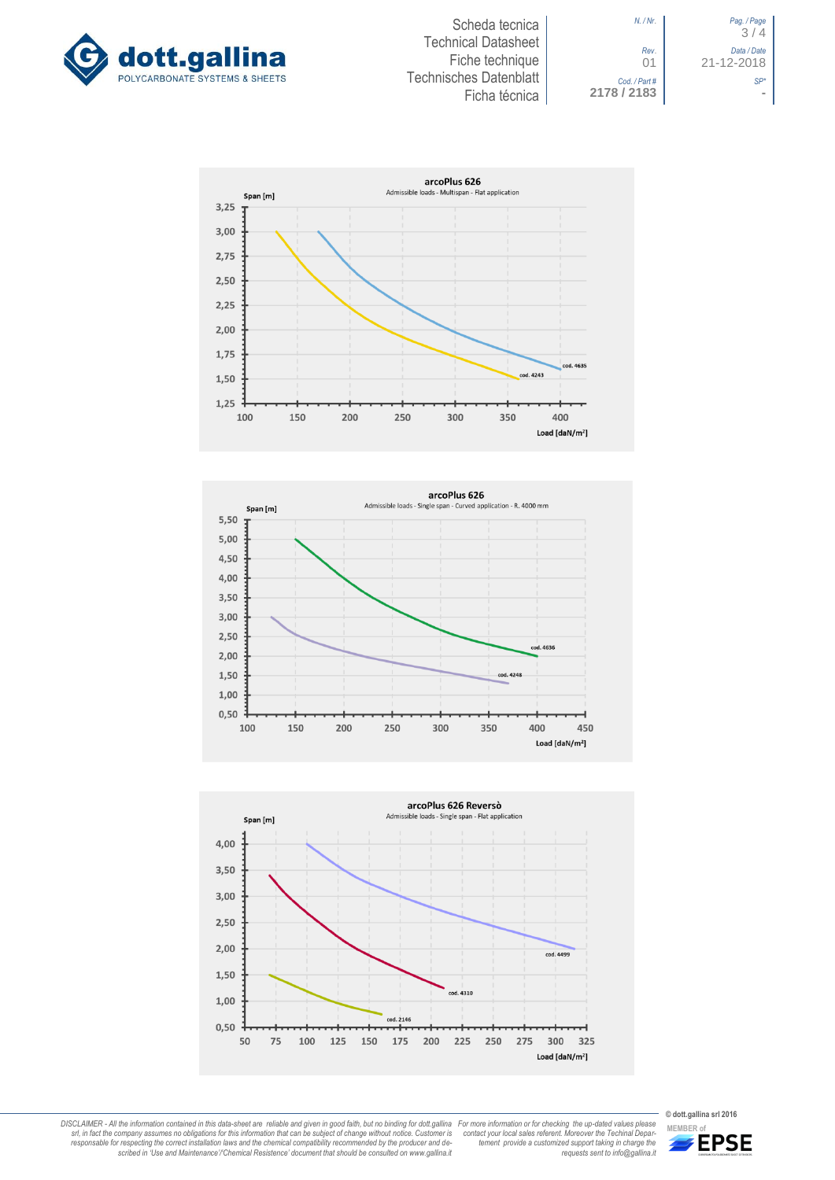**arcoPlus 626**

Admissible loads - Multispan - Flat application

Span [m]

3,25
3,00
2,75
2,50
2,25
2,00
1,75
1,50
1,25

100 150 200 250 300 350 400

Load [daN/m²]

cod. 4635

cod. 4243

**arcoPlus 626**

Admissible loads - Single span - Curved application - R. 4000 mm

Span [m]

5,50
5,00
4,50
4,00
3,50
3,00
2,50
2,00
1,50
1,00
0,50

100 150 200 250 300 350 400 450

Load [daN/m²]

cod. 4636

cod. 4248

**arcoPlus 626 Reversò**

Admissible loads - Single span - Flat application

Span [m]

4,00
3,50
3,00
2,50
2,00
1,50
1,00
0,50

50 75 100 125 150 175 200 225 250 275 300 325

Load [daN/m²]

cod. 4499

cod. 4310

cod. 2146

*DISCLAIMER - All the information contained in this data-sheet are reliable and given in good faith, but no binding for dott.gallina srl, in fact the company assumes no obligations for this information that can be subject of change without notice. Customer is responsable for respecting the correct installation laws and the chemical compatibility recommended by the producer and described in 'Use and Maintenance'/'Chemical Resistence' document that should be consulted on www.gallina.it*

*For more information or for checking the up-dated values please contact your local sales referent. Moreover the Techinal Department provide a customized support taking in charge the requests sent to info@gallina.it*

© dott.gallina srl 2016

MEMBER of EPSE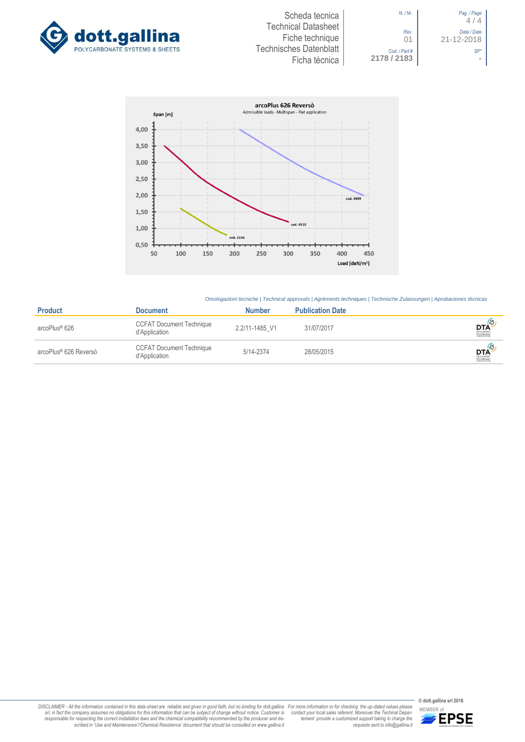arcoPlus 626 Reversò

Admissible loads - Multispan - Flat application

Span [m]

4,00
3,50
3,00
2,50
2,00
1,50
1,00
0,50

50 100 150 200 250 300 350 400 450

Load [daN/m²]

cod. 4499
cod. 4310
cod. 2146

*Omologazioni tecniche | Technical approvals | Agréments techniques | Technische Zulassungen | Aprobaciones técnicas*

| Product | Document | Number | Publication Date | |
|---|---|---|---|---|
| arcoPlus® 626 | CCFAT Document Technique d'Application | 2.2/11-1485_V1 | 31/07/2017 | DTA |
| arcoPlus® 626 Reversò | CCFAT Document Technique d'Application | 5/14-2374 | 28/05/2015 | DTA |

*DISCLAIMER - All the information contained in this data-sheet are reliable and given in good faith, but no binding for dott.gallina srl, in fact the company assumes no obligations for this information that can be subject of change without notice. Customer is responsable for respecting the correct installation laws and the chemical compatibility recommended by the producer and described in 'Use and Maintenance'/'Chemical Resistence' document that should be consulted on www.gallina.it*

*For more information or for checking the up-dated values please contact your local sales referent. Moreover the Techinal Department provide a customized support taking in charge the requests sent to info@gallina.it*

© dott.gallina srl 2016

MEMBER of EPSE